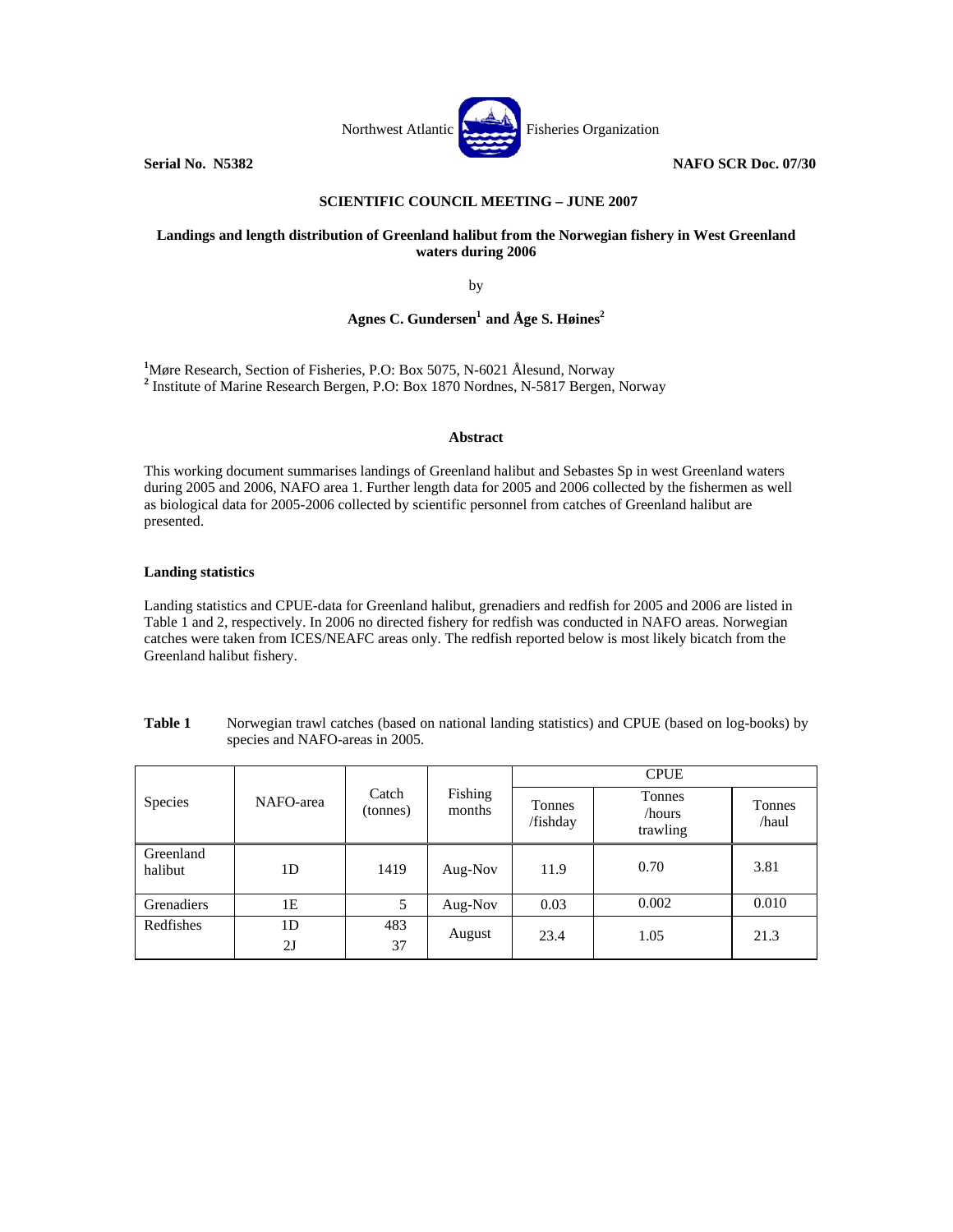Northwest Atlantic Fisheries Organization

**Serial No. N5382** **NAFO SCR Doc. 07/30**

**SCIENTIFIC COUNCIL MEETING – JUNE 2007**

# Landings and length distribution of Greenland halibut from the Norwegian fishery in West Greenland waters during 2006

by

**Agnes C. Gundersen[1] and Åge S. Høines[2]**

[1]Møre Research, Section of Fisheries, P.O: Box 5075, N-6021 Ålesund, Norway
[2] Institute of Marine Research Bergen, P.O: Box 1870 Nordnes, N-5817 Bergen, Norway

### Abstract

This working document summarises landings of Greenland halibut and Sebastes Sp in west Greenland waters during 2005 and 2006, NAFO area 1. Further length data for 2005 and 2006 collected by the fishermen as well as biological data for 2005-2006 collected by scientific personnel from catches of Greenland halibut are presented.

### Landing statistics

Landing statistics and CPUE-data for Greenland halibut, grenadiers and redfish for 2005 and 2006 are listed in Table 1 and 2, respectively. In 2006 no directed fishery for redfish was conducted in NAFO areas. Norwegian catches were taken from ICES/NEAFC areas only. The redfish reported below is most likely bicatch from the Greenland halibut fishery.

**Table 1** Norwegian trawl catches (based on national landing statistics) and CPUE (based on log-books) by species and NAFO-areas in 2005.

| Species | NAFO-area | Catch (tonnes) | Fishing months | CPUE | | |
|---|---|---|---|---|---|---|
| | | | | Tonnes /fishday | Tonnes /hours trawling | Tonnes /haul |
| Greenland halibut | 1D | 1419 | Aug-Nov | 11.9 | 0.70 | 3.81 |
| Grenadiers | 1E | 5 | Aug-Nov | 0.03 | 0.002 | 0.010 |
| Redfishes | 1D<br>2J | 483<br>37 | August | 23.4 | 1.05 | 21.3 |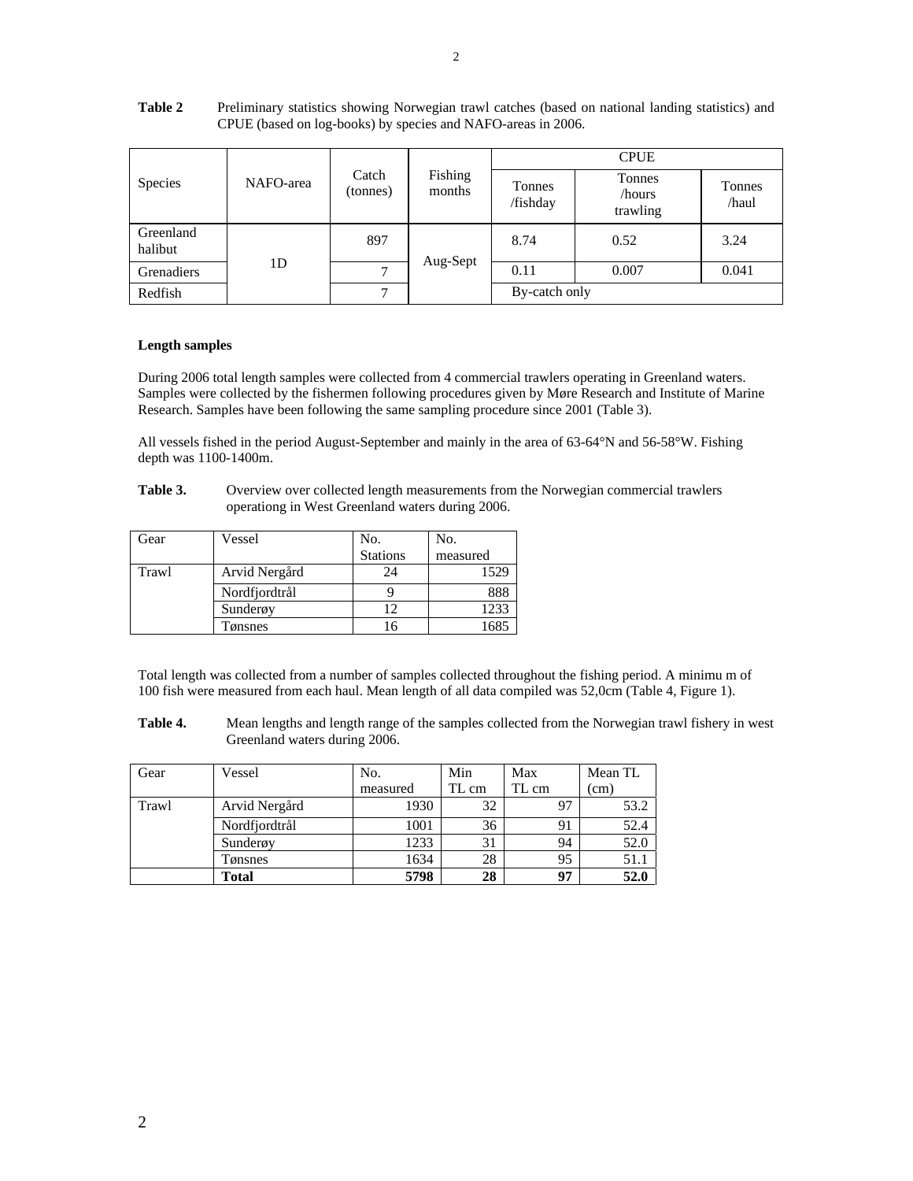**Table 2** Preliminary statistics showing Norwegian trawl catches (based on national landing statistics) and CPUE (based on log-books) by species and NAFO-areas in 2006.

| Species | NAFO-area | Catch (tonnes) | Fishing months | CPUE | | |
|---|---|---|---|---|---|---|
| | | | | Tonnes /fishday | Tonnes /hours trawling | Tonnes /haul |
| Greenland halibut | 1D | 897 | Aug-Sept | 8.74 | 0.52 | 3.24 |
| Grenadiers | | 7 | | 0.11 | 0.007 | 0.041 |
| Redfish | | 7 | | By-catch only | | |

**Length samples**

During 2006 total length samples were collected from 4 commercial trawlers operating in Greenland waters. Samples were collected by the fishermen following procedures given by Møre Research and Institute of Marine Research. Samples have been following the same sampling procedure since 2001 (Table 3).

All vessels fished in the period August-September and mainly in the area of 63-64°N and 56-58°W. Fishing depth was 1100-1400m.

**Table 3.** Overview over collected length measurements from the Norwegian commercial trawlers operationg in West Greenland waters during 2006.

| Gear | Vessel | No. Stations | No. measured |
|---|---|---|---|
| Trawl | Arvid Nergård | 24 | 1529 |
| | Nordfjordtrål | 9 | 888 |
| | Sunderøy | 12 | 1233 |
| | Tønsnes | 16 | 1685 |

Total length was collected from a number of samples collected throughout the fishing period. A minimu m of 100 fish were measured from each haul. Mean length of all data compiled was 52,0cm (Table 4, Figure 1).

**Table 4.** Mean lengths and length range of the samples collected from the Norwegian trawl fishery in west Greenland waters during 2006.

| Gear | Vessel | No. measured | Min TL cm | Max TL cm | Mean TL (cm) |
|---|---|---|---|---|---|
| Trawl | Arvid Nergård | 1930 | 32 | 97 | 53.2 |
| | Nordfjordtrål | 1001 | 36 | 91 | 52.4 |
| | Sunderøy | 1233 | 31 | 94 | 52.0 |
| | Tønsnes | 1634 | 28 | 95 | 51.1 |
| | **Total** | **5798** | **28** | **97** | **52.0** |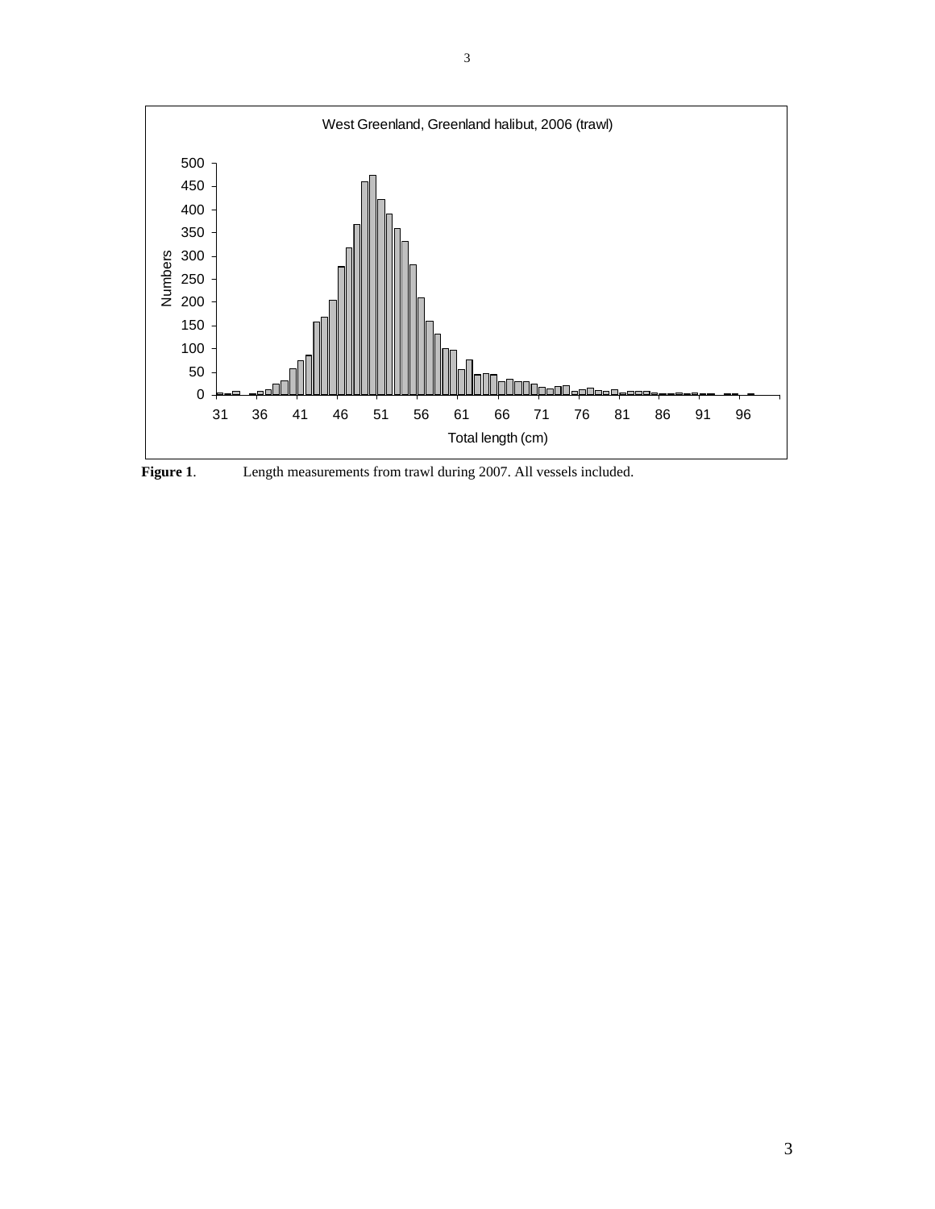West Greenland, Greenland halibut, 2006 (trawl)

Numbers

500
450
400
350
300
250
200
150
100
50
0

31 36 41 46 51 56 61 66 71 76 81 86 91 96

Total length (cm)

**Figure 1**. Length measurements from trawl during 2007. All vessels included.